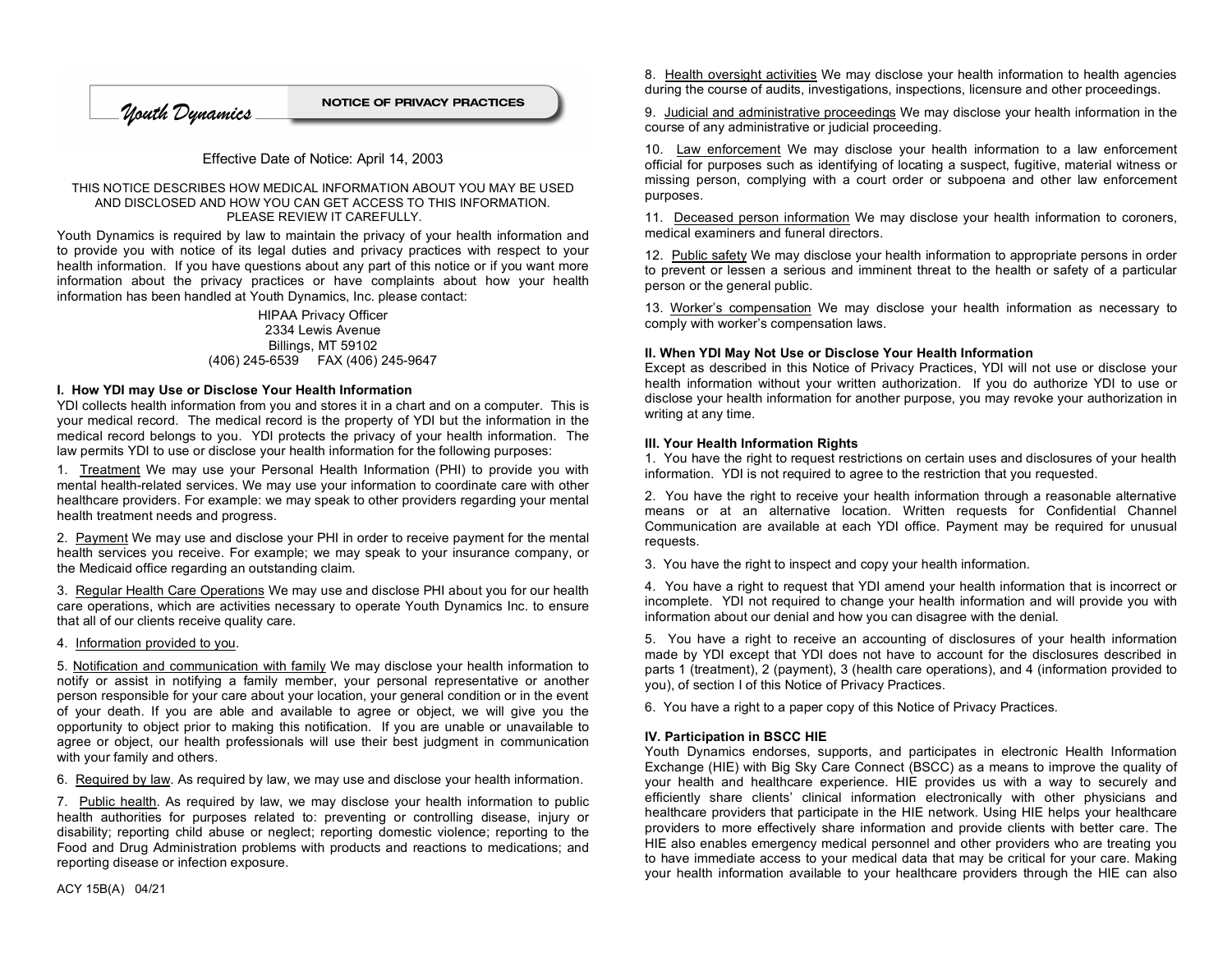*Youth Dynamics* **NOTICE OF PRIVACY PRACTICES**

Effective Date of Notice: April 14, 2003

THIS NOTICE DESCRIBES HOW MEDICAL INFORMATION ABOUT YOU MAY BE USED AND DISCLOSED AND HOW YOU CAN GET ACCESS TO THIS INFORMATION. PLEASE REVIEW IT CAREFULLY.

Youth Dynamics is required by law to maintain the privacy of your health information and to provide you with notice of its legal duties and privacy practices with respect to your health information. If you have questions about any part of this notice or if you want more information about the privacy practices or have complaints about how your health information has been handled at Youth Dynamics, Inc. please contact:

HIPAA Privacy Officer
2334 Lewis Avenue
Billings, MT 59102
(406) 245-6539 FAX (406) 245-9647

### I. How YDI may Use or Disclose Your Health Information

YDI collects health information from you and stores it in a chart and on a computer. This is your medical record. The medical record is the property of YDI but the information in the medical record belongs to you. YDI protects the privacy of your health information. The law permits YDI to use or disclose your health information for the following purposes:

1. Treatment We may use your Personal Health Information (PHI) to provide you with mental health-related services. We may use your information to coordinate care with other healthcare providers. For example: we may speak to other providers regarding your mental health treatment needs and progress.

2. Payment We may use and disclose your PHI in order to receive payment for the mental health services you receive. For example; we may speak to your insurance company, or the Medicaid office regarding an outstanding claim.

3. Regular Health Care Operations We may use and disclose PHI about you for our health care operations, which are activities necessary to operate Youth Dynamics Inc. to ensure that all of our clients receive quality care.

4. Information provided to you.

5. Notification and communication with family We may disclose your health information to notify or assist in notifying a family member, your personal representative or another person responsible for your care about your location, your general condition or in the event of your death. If you are able and available to agree or object, we will give you the opportunity to object prior to making this notification. If you are unable or unavailable to agree or object, our health professionals will use their best judgment in communication with your family and others.

6. Required by law. As required by law, we may use and disclose your health information.

7. Public health. As required by law, we may disclose your health information to public health authorities for purposes related to: preventing or controlling disease, injury or disability; reporting child abuse or neglect; reporting domestic violence; reporting to the Food and Drug Administration problems with products and reactions to medications; and reporting disease or infection exposure.

ACY 15B(A) 04/21

8. Health oversight activities We may disclose your health information to health agencies during the course of audits, investigations, inspections, licensure and other proceedings.

9. Judicial and administrative proceedings We may disclose your health information in the course of any administrative or judicial proceeding.

10. Law enforcement We may disclose your health information to a law enforcement official for purposes such as identifying of locating a suspect, fugitive, material witness or missing person, complying with a court order or subpoena and other law enforcement purposes.

11. Deceased person information We may disclose your health information to coroners, medical examiners and funeral directors.

12. Public safety We may disclose your health information to appropriate persons in order to prevent or lessen a serious and imminent threat to the health or safety of a particular person or the general public.

13. Worker's compensation We may disclose your health information as necessary to comply with worker's compensation laws.

### II. When YDI May Not Use or Disclose Your Health Information

Except as described in this Notice of Privacy Practices, YDI will not use or disclose your health information without your written authorization. If you do authorize YDI to use or disclose your health information for another purpose, you may revoke your authorization in writing at any time.

### III. Your Health Information Rights

1. You have the right to request restrictions on certain uses and disclosures of your health information. YDI is not required to agree to the restriction that you requested.

2. You have the right to receive your health information through a reasonable alternative means or at an alternative location. Written requests for Confidential Channel Communication are available at each YDI office. Payment may be required for unusual requests.

3. You have the right to inspect and copy your health information.

4. You have a right to request that YDI amend your health information that is incorrect or incomplete. YDI not required to change your health information and will provide you with information about our denial and how you can disagree with the denial.

5. You have a right to receive an accounting of disclosures of your health information made by YDI except that YDI does not have to account for the disclosures described in parts 1 (treatment), 2 (payment), 3 (health care operations), and 4 (information provided to you), of section I of this Notice of Privacy Practices.

6. You have a right to a paper copy of this Notice of Privacy Practices.

### IV. Participation in BSCC HIE

Youth Dynamics endorses, supports, and participates in electronic Health Information Exchange (HIE) with Big Sky Care Connect (BSCC) as a means to improve the quality of your health and healthcare experience. HIE provides us with a way to securely and efficiently share clients' clinical information electronically with other physicians and healthcare providers that participate in the HIE network. Using HIE helps your healthcare providers to more effectively share information and provide clients with better care. The HIE also enables emergency medical personnel and other providers who are treating you to have immediate access to your medical data that may be critical for your care. Making your health information available to your healthcare providers through the HIE can also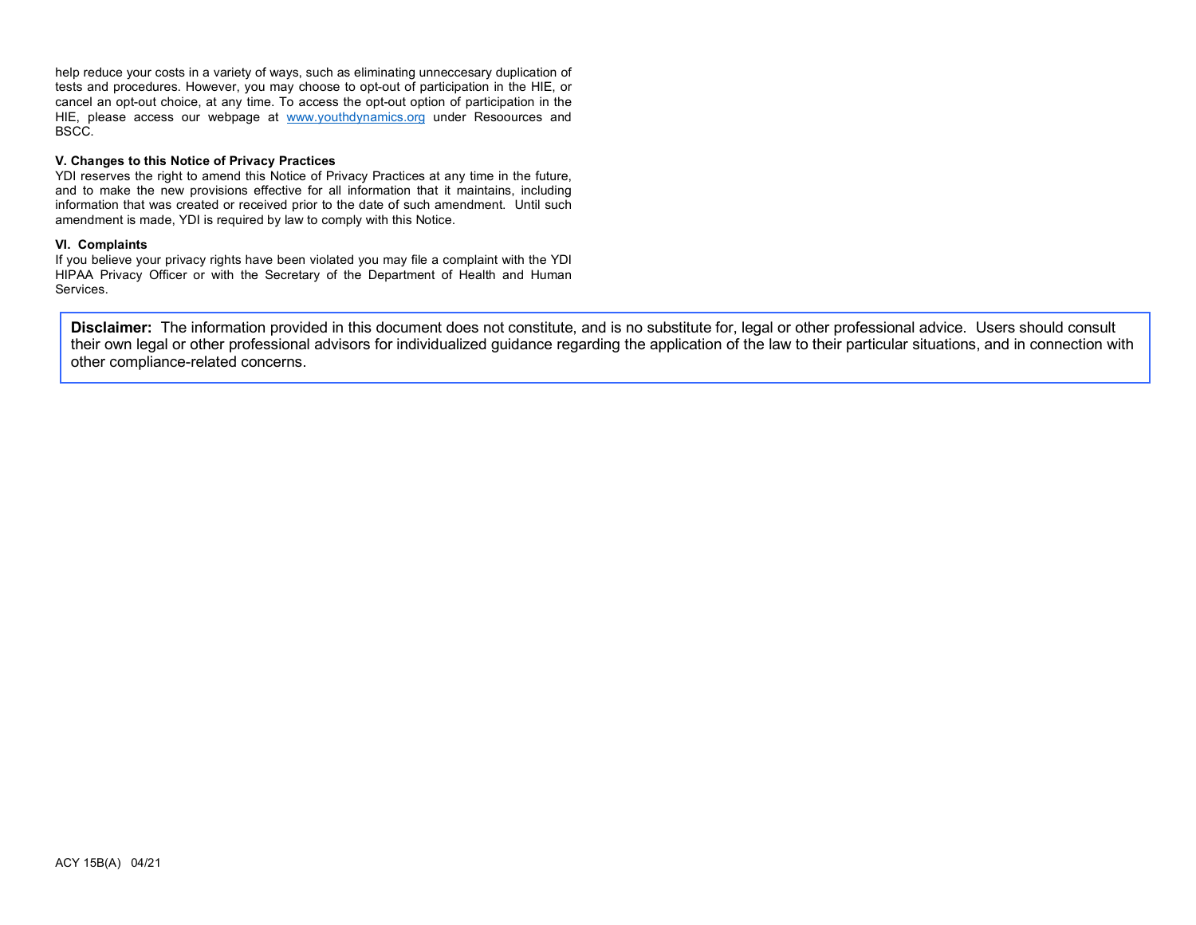help reduce your costs in a variety of ways, such as eliminating unneccesary duplication of tests and procedures. However, you may choose to opt-out of participation in the HIE, or cancel an opt-out choice, at any time. To access the opt-out option of participation in the HIE, please access our webpage at [www.youthdynamics.org](http://www.youthdynamics.org) under Resoources and BSCC.

**V. Changes to this Notice of Privacy Practices**

YDI reserves the right to amend this Notice of Privacy Practices at any time in the future, and to make the new provisions effective for all information that it maintains, including information that was created or received prior to the date of such amendment. Until such amendment is made, YDI is required by law to comply with this Notice.

**VI. Complaints**

If you believe your privacy rights have been violated you may file a complaint with the YDI HIPAA Privacy Officer or with the Secretary of the Department of Health and Human Services.

**Disclaimer:** The information provided in this document does not constitute, and is no substitute for, legal or other professional advice. Users should consult their own legal or other professional advisors for individualized guidance regarding the application of the law to their particular situations, and in connection with other compliance-related concerns.

ACY 15B(A) 04/21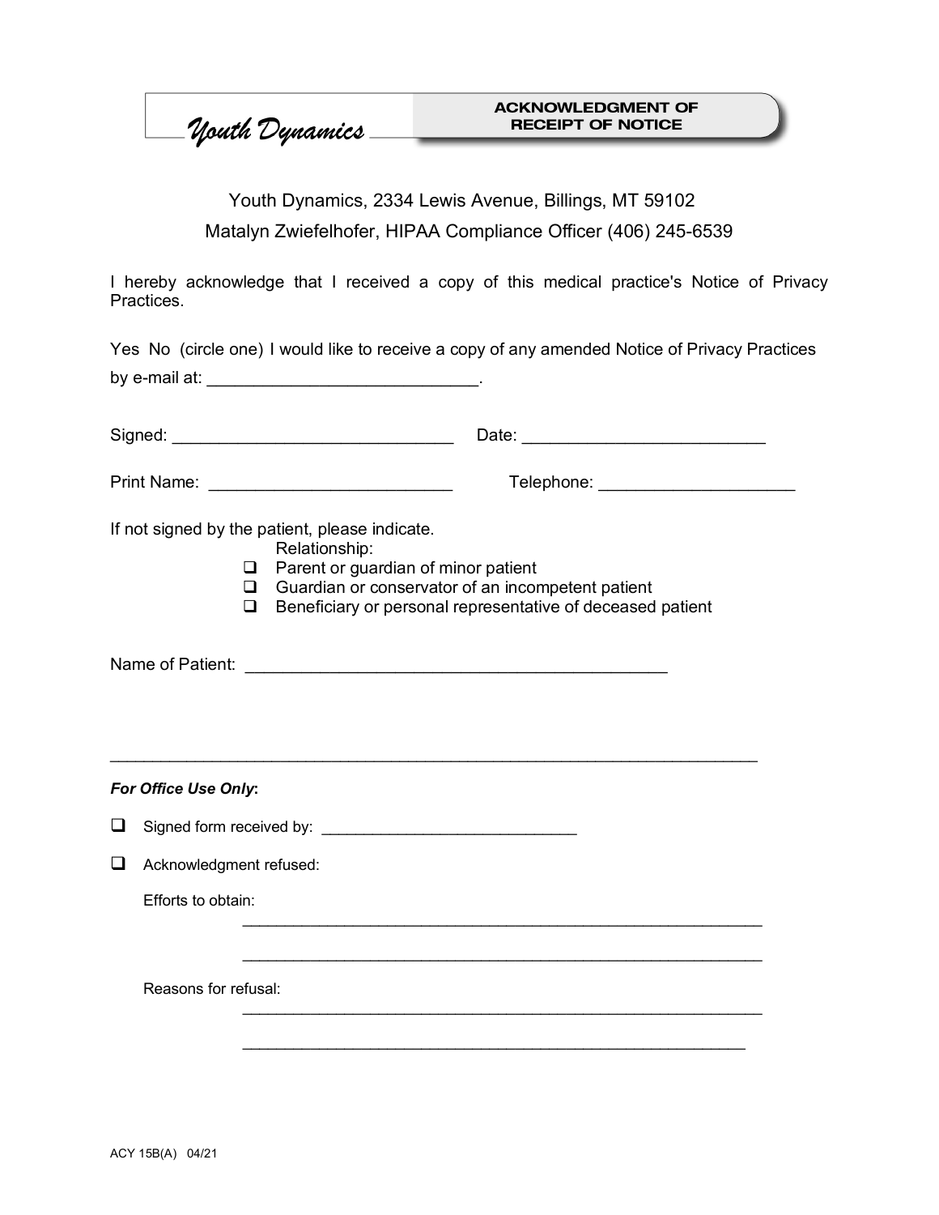Youth Dynamics

**ACKNOWLEDGMENT OF RECEIPT OF NOTICE**

Youth Dynamics, 2334 Lewis Avenue, Billings, MT 59102

Matalyn Zwiefelhofer, HIPAA Compliance Officer (406) 245-6539

I hereby acknowledge that I received a copy of this medical practice's Notice of Privacy Practices.

Yes  No  (circle one) I would like to receive a copy of any amended Notice of Privacy Practices by e-mail at: ____________________________.

Signed: ______________________________   Date: __________________________

Print Name: __________________________   Telephone: _____________________

If not signed by the patient, please indicate.

Relationship:

- ☐ Parent or guardian of minor patient
- ☐ Guardian or conservator of an incompetent patient
- ☐ Beneficiary or personal representative of deceased patient

Name of Patient: _____________________________________________

---

***For Office Use Only*:**

☐ Signed form received by: _____________________________

☐ Acknowledgment refused:

Efforts to obtain:

_____________________________________________________________

_____________________________________________________________

Reasons for refusal:

_____________________________________________________________

___________________________________________________________

ACY 15B(A) 04/21